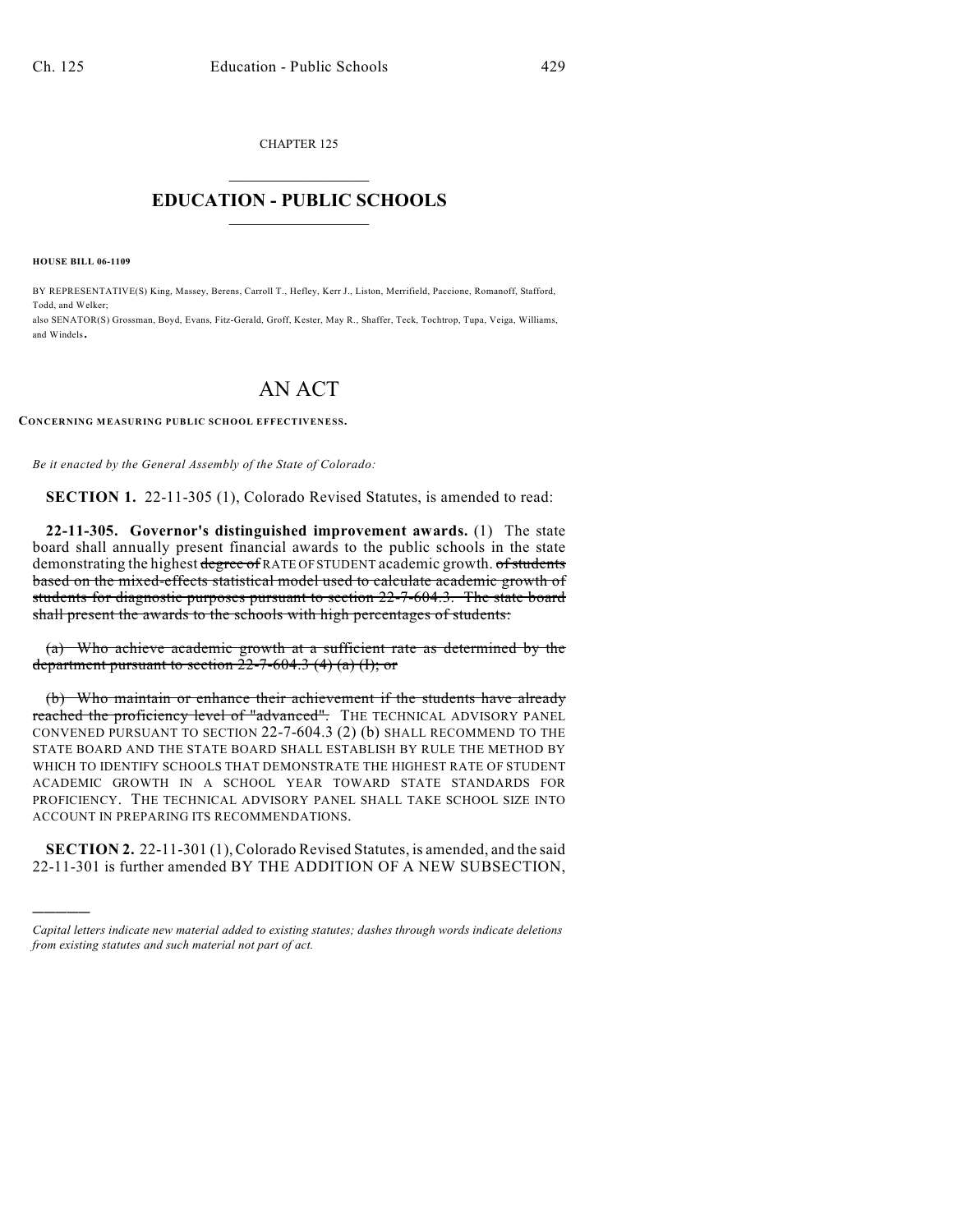CHAPTER 125

# EDUCATION - PUBLIC SCHOOLS

**HOUSE BILL 06-1109**

BY REPRESENTATIVE(S) King, Massey, Berens, Carroll T., Hefley, Kerr J., Liston, Merrifield, Paccione, Romanoff, Stafford, Todd, and Welker;
also SENATOR(S) Grossman, Boyd, Evans, Fitz-Gerald, Groff, Kester, May R., Shaffer, Teck, Tochtrop, Tupa, Veiga, Williams, and Windels.

# AN ACT

**CONCERNING MEASURING PUBLIC SCHOOL EFFECTIVENESS.**

*Be it enacted by the General Assembly of the State of Colorado:*

**SECTION 1.** 22-11-305 (1), Colorado Revised Statutes, is amended to read:

**22-11-305. Governor's distinguished improvement awards.** (1) The state board shall annually present financial awards to the public schools in the state demonstrating the highest ~~degree of~~ RATE OF STUDENT academic growth. ~~of students based on the mixed-effects statistical model used to calculate academic growth of students for diagnostic purposes pursuant to section 22-7-604.3. The state board shall present the awards to the schools with high percentages of students:~~

~~(a) Who achieve academic growth at a sufficient rate as determined by the department pursuant to section 22-7-604.3 (4) (a) (I); or~~

~~(b) Who maintain or enhance their achievement if the students have already reached the proficiency level of "advanced".~~ THE TECHNICAL ADVISORY PANEL CONVENED PURSUANT TO SECTION 22-7-604.3 (2) (b) SHALL RECOMMEND TO THE STATE BOARD AND THE STATE BOARD SHALL ESTABLISH BY RULE THE METHOD BY WHICH TO IDENTIFY SCHOOLS THAT DEMONSTRATE THE HIGHEST RATE OF STUDENT ACADEMIC GROWTH IN A SCHOOL YEAR TOWARD STATE STANDARDS FOR PROFICIENCY. THE TECHNICAL ADVISORY PANEL SHALL TAKE SCHOOL SIZE INTO ACCOUNT IN PREPARING ITS RECOMMENDATIONS.

**SECTION 2.** 22-11-301 (1), Colorado Revised Statutes, is amended, and the said 22-11-301 is further amended BY THE ADDITION OF A NEW SUBSECTION,

---

*Capital letters indicate new material added to existing statutes; dashes through words indicate deletions from existing statutes and such material not part of act.*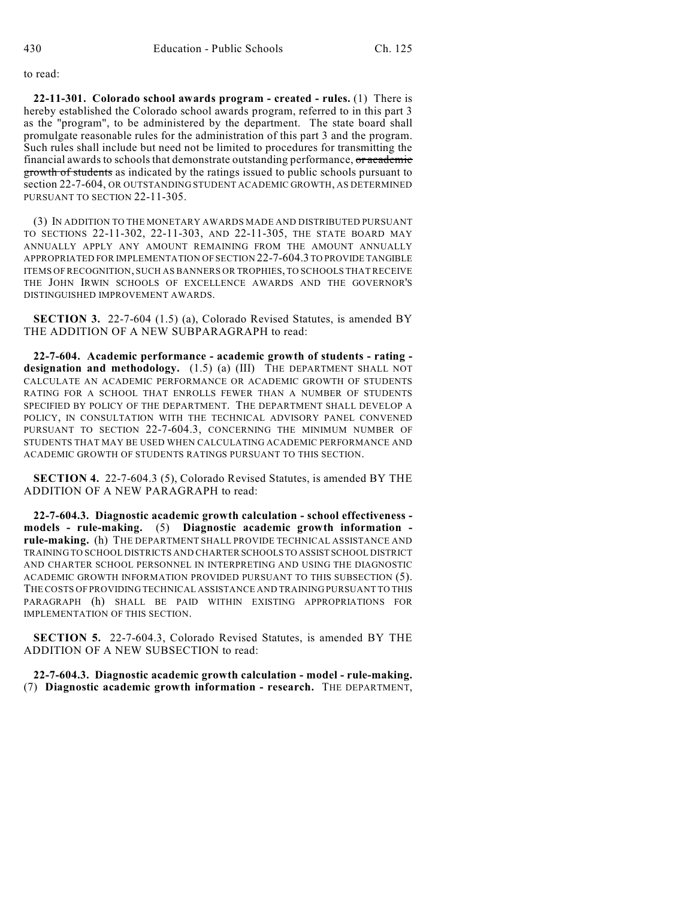to read:

**22-11-301. Colorado school awards program - created - rules.** (1) There is hereby established the Colorado school awards program, referred to in this part 3 as the "program", to be administered by the department. The state board shall promulgate reasonable rules for the administration of this part 3 and the program. Such rules shall include but need not be limited to procedures for transmitting the financial awards to schools that demonstrate outstanding performance, ~~or academic growth of students~~ as indicated by the ratings issued to public schools pursuant to section 22-7-604, OR OUTSTANDING STUDENT ACADEMIC GROWTH, AS DETERMINED PURSUANT TO SECTION 22-11-305.

(3) IN ADDITION TO THE MONETARY AWARDS MADE AND DISTRIBUTED PURSUANT TO SECTIONS 22-11-302, 22-11-303, AND 22-11-305, THE STATE BOARD MAY ANNUALLY APPLY ANY AMOUNT REMAINING FROM THE AMOUNT ANNUALLY APPROPRIATED FOR IMPLEMENTATION OF SECTION 22-7-604.3 TO PROVIDE TANGIBLE ITEMS OF RECOGNITION, SUCH AS BANNERS OR TROPHIES, TO SCHOOLS THAT RECEIVE THE JOHN IRWIN SCHOOLS OF EXCELLENCE AWARDS AND THE GOVERNOR'S DISTINGUISHED IMPROVEMENT AWARDS.

**SECTION 3.** 22-7-604 (1.5) (a), Colorado Revised Statutes, is amended BY THE ADDITION OF A NEW SUBPARAGRAPH to read:

**22-7-604. Academic performance - academic growth of students - rating - designation and methodology.** (1.5) (a) (III) THE DEPARTMENT SHALL NOT CALCULATE AN ACADEMIC PERFORMANCE OR ACADEMIC GROWTH OF STUDENTS RATING FOR A SCHOOL THAT ENROLLS FEWER THAN A NUMBER OF STUDENTS SPECIFIED BY POLICY OF THE DEPARTMENT. THE DEPARTMENT SHALL DEVELOP A POLICY, IN CONSULTATION WITH THE TECHNICAL ADVISORY PANEL CONVENED PURSUANT TO SECTION 22-7-604.3, CONCERNING THE MINIMUM NUMBER OF STUDENTS THAT MAY BE USED WHEN CALCULATING ACADEMIC PERFORMANCE AND ACADEMIC GROWTH OF STUDENTS RATINGS PURSUANT TO THIS SECTION.

**SECTION 4.** 22-7-604.3 (5), Colorado Revised Statutes, is amended BY THE ADDITION OF A NEW PARAGRAPH to read:

**22-7-604.3. Diagnostic academic growth calculation - school effectiveness - models - rule-making.** (5) **Diagnostic academic growth information - rule-making.** (h) THE DEPARTMENT SHALL PROVIDE TECHNICAL ASSISTANCE AND TRAINING TO SCHOOL DISTRICTS AND CHARTER SCHOOLS TO ASSIST SCHOOL DISTRICT AND CHARTER SCHOOL PERSONNEL IN INTERPRETING AND USING THE DIAGNOSTIC ACADEMIC GROWTH INFORMATION PROVIDED PURSUANT TO THIS SUBSECTION (5). THE COSTS OF PROVIDING TECHNICAL ASSISTANCE AND TRAINING PURSUANT TO THIS PARAGRAPH (h) SHALL BE PAID WITHIN EXISTING APPROPRIATIONS FOR IMPLEMENTATION OF THIS SECTION.

**SECTION 5.** 22-7-604.3, Colorado Revised Statutes, is amended BY THE ADDITION OF A NEW SUBSECTION to read:

**22-7-604.3. Diagnostic academic growth calculation - model - rule-making.** (7) **Diagnostic academic growth information - research.** THE DEPARTMENT,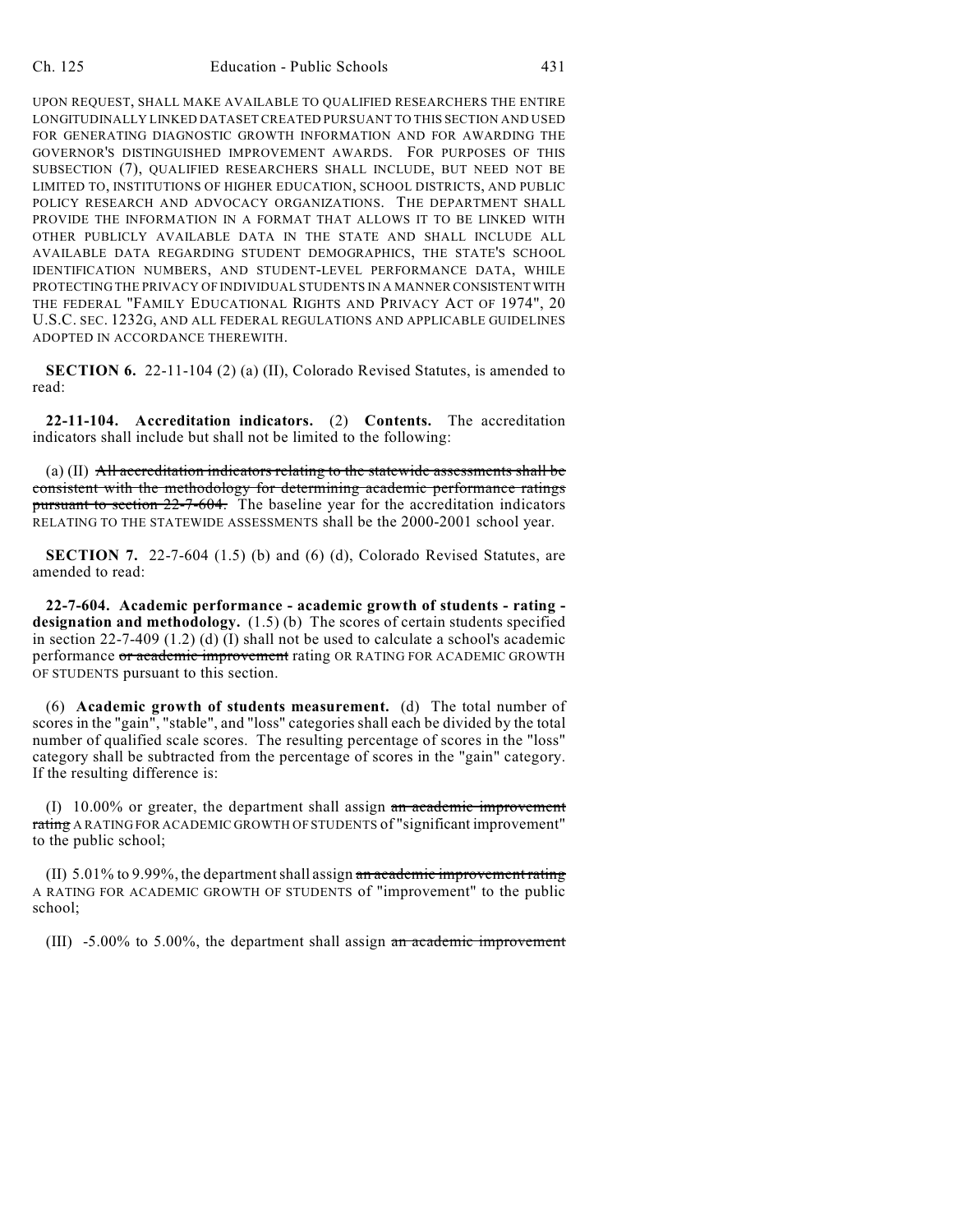UPON REQUEST, SHALL MAKE AVAILABLE TO QUALIFIED RESEARCHERS THE ENTIRE LONGITUDINALLY LINKED DATASET CREATED PURSUANT TO THIS SECTION AND USED FOR GENERATING DIAGNOSTIC GROWTH INFORMATION AND FOR AWARDING THE GOVERNOR'S DISTINGUISHED IMPROVEMENT AWARDS. FOR PURPOSES OF THIS SUBSECTION (7), QUALIFIED RESEARCHERS SHALL INCLUDE, BUT NEED NOT BE LIMITED TO, INSTITUTIONS OF HIGHER EDUCATION, SCHOOL DISTRICTS, AND PUBLIC POLICY RESEARCH AND ADVOCACY ORGANIZATIONS. THE DEPARTMENT SHALL PROVIDE THE INFORMATION IN A FORMAT THAT ALLOWS IT TO BE LINKED WITH OTHER PUBLICLY AVAILABLE DATA IN THE STATE AND SHALL INCLUDE ALL AVAILABLE DATA REGARDING STUDENT DEMOGRAPHICS, THE STATE'S SCHOOL IDENTIFICATION NUMBERS, AND STUDENT-LEVEL PERFORMANCE DATA, WHILE PROTECTING THE PRIVACY OF INDIVIDUAL STUDENTS IN A MANNER CONSISTENT WITH THE FEDERAL "FAMILY EDUCATIONAL RIGHTS AND PRIVACY ACT OF 1974", 20 U.S.C. SEC. 1232G, AND ALL FEDERAL REGULATIONS AND APPLICABLE GUIDELINES ADOPTED IN ACCORDANCE THEREWITH.

**SECTION 6.** 22-11-104 (2) (a) (II), Colorado Revised Statutes, is amended to read:

**22-11-104. Accreditation indicators.** (2) **Contents.** The accreditation indicators shall include but shall not be limited to the following:

(a) (II) ~~All accreditation indicators relating to the statewide assessments shall be consistent with the methodology for determining academic performance ratings pursuant to section 22-7-604.~~ The baseline year for the accreditation indicators RELATING TO THE STATEWIDE ASSESSMENTS shall be the 2000-2001 school year.

**SECTION 7.** 22-7-604 (1.5) (b) and (6) (d), Colorado Revised Statutes, are amended to read:

**22-7-604. Academic performance - academic growth of students - rating - designation and methodology.** (1.5) (b) The scores of certain students specified in section 22-7-409 (1.2) (d) (I) shall not be used to calculate a school's academic performance ~~or academic improvement~~ rating OR RATING FOR ACADEMIC GROWTH OF STUDENTS pursuant to this section.

(6) **Academic growth of students measurement.** (d) The total number of scores in the "gain", "stable", and "loss" categories shall each be divided by the total number of qualified scale scores. The resulting percentage of scores in the "loss" category shall be subtracted from the percentage of scores in the "gain" category. If the resulting difference is:

(I) 10.00% or greater, the department shall assign ~~an academic improvement rating~~ A RATING FOR ACADEMIC GROWTH OF STUDENTS of "significant improvement" to the public school;

(II) 5.01% to 9.99%, the department shall assign ~~an academic improvement rating~~ A RATING FOR ACADEMIC GROWTH OF STUDENTS of "improvement" to the public school;

(III) -5.00% to 5.00%, the department shall assign ~~an academic improvement~~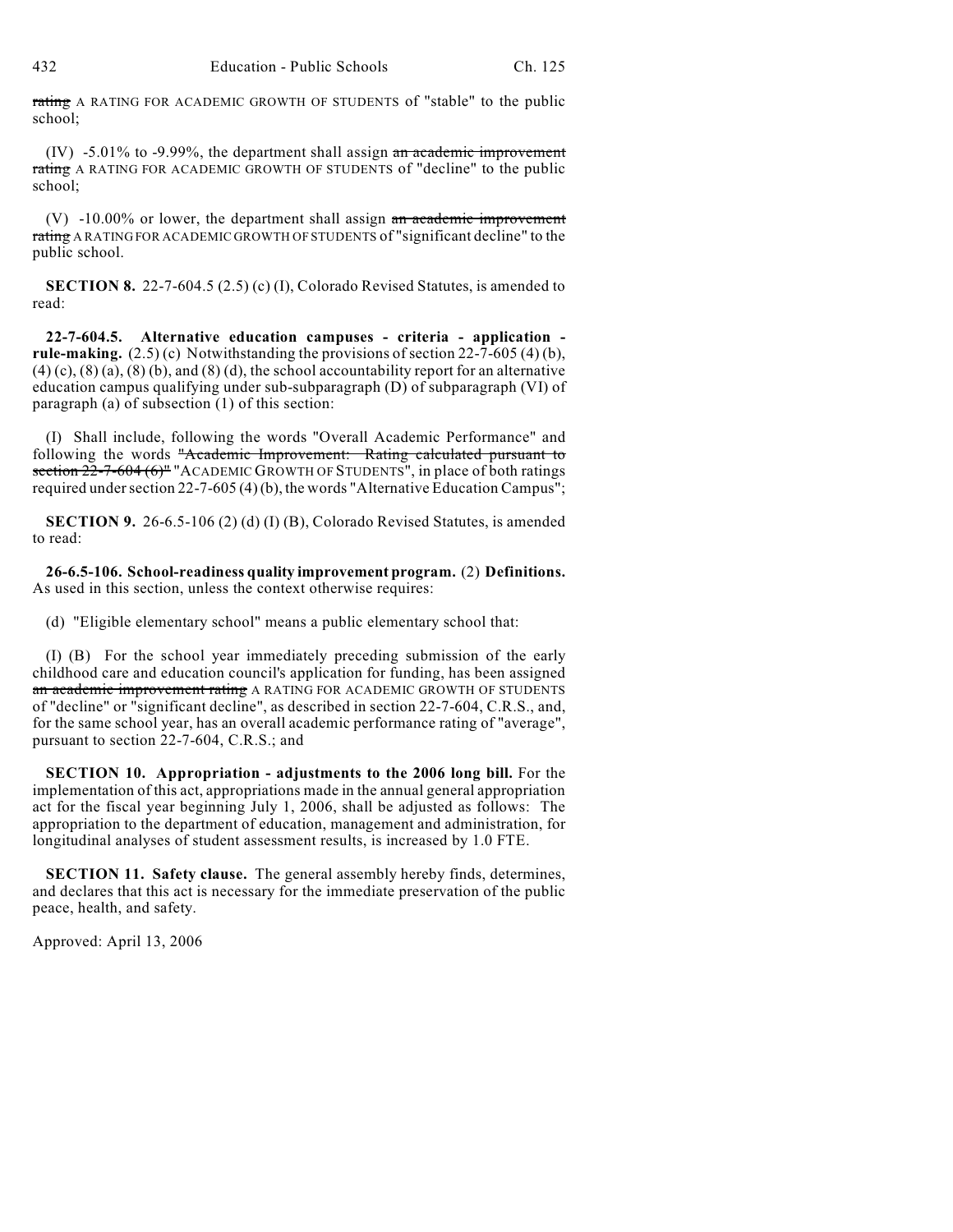~~rating~~ A RATING FOR ACADEMIC GROWTH OF STUDENTS of "stable" to the public school;

(IV) -5.01% to -9.99%, the department shall assign ~~an academic improvement rating~~ A RATING FOR ACADEMIC GROWTH OF STUDENTS of "decline" to the public school;

(V) -10.00% or lower, the department shall assign ~~an academic improvement rating~~ A RATING FOR ACADEMIC GROWTH OF STUDENTS of "significant decline" to the public school.

**SECTION 8.** 22-7-604.5 (2.5) (c) (I), Colorado Revised Statutes, is amended to read:

**22-7-604.5. Alternative education campuses - criteria - application - rule-making.** (2.5) (c) Notwithstanding the provisions of section 22-7-605 (4) (b), (4) (c), (8) (a), (8) (b), and (8) (d), the school accountability report for an alternative education campus qualifying under sub-subparagraph (D) of subparagraph (VI) of paragraph (a) of subsection (1) of this section:

(I) Shall include, following the words "Overall Academic Performance" and following the words ~~"Academic Improvement: Rating calculated pursuant to section 22-7-604 (6)"~~ "ACADEMIC GROWTH OF STUDENTS", in place of both ratings required under section 22-7-605 (4) (b), the words "Alternative Education Campus";

**SECTION 9.** 26-6.5-106 (2) (d) (I) (B), Colorado Revised Statutes, is amended to read:

**26-6.5-106. School-readiness quality improvement program.** (2) **Definitions.** As used in this section, unless the context otherwise requires:

(d) "Eligible elementary school" means a public elementary school that:

(I) (B) For the school year immediately preceding submission of the early childhood care and education council's application for funding, has been assigned ~~an academic improvement rating~~ A RATING FOR ACADEMIC GROWTH OF STUDENTS of "decline" or "significant decline", as described in section 22-7-604, C.R.S., and, for the same school year, has an overall academic performance rating of "average", pursuant to section 22-7-604, C.R.S.; and

**SECTION 10. Appropriation - adjustments to the 2006 long bill.** For the implementation of this act, appropriations made in the annual general appropriation act for the fiscal year beginning July 1, 2006, shall be adjusted as follows: The appropriation to the department of education, management and administration, for longitudinal analyses of student assessment results, is increased by 1.0 FTE.

**SECTION 11. Safety clause.** The general assembly hereby finds, determines, and declares that this act is necessary for the immediate preservation of the public peace, health, and safety.

Approved: April 13, 2006